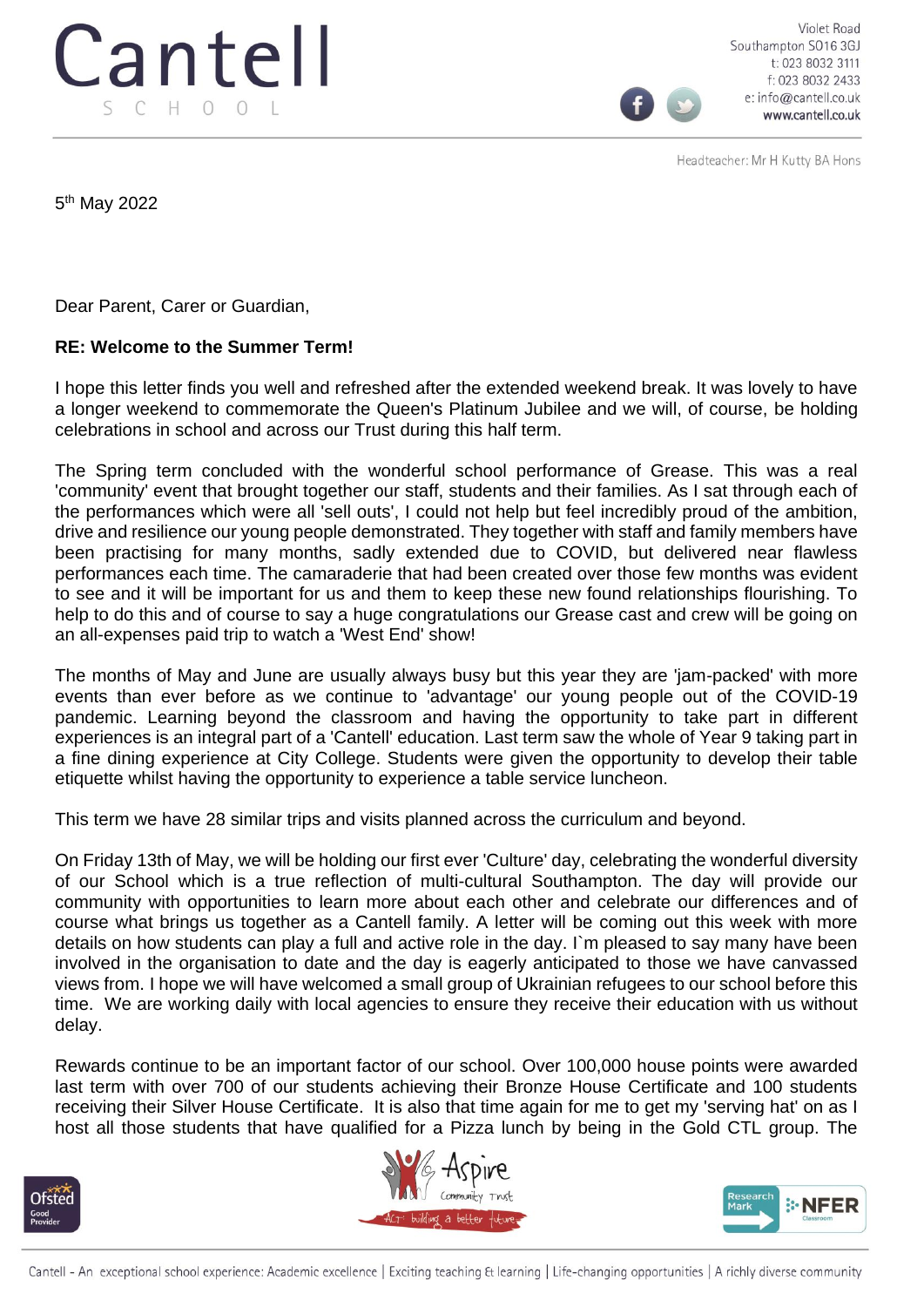Violet Road
Southampton SO16 3GJ
t: 023 8032 3111
f: 023 8032 2433
e: info@cantell.co.uk
www.cantell.co.uk

Headteacher: Mr H Kutty BA Hons

5th May 2022

Dear Parent, Carer or Guardian,

**RE: Welcome to the Summer Term!**

I hope this letter finds you well and refreshed after the extended weekend break. It was lovely to have a longer weekend to commemorate the Queen's Platinum Jubilee and we will, of course, be holding celebrations in school and across our Trust during this half term.

The Spring term concluded with the wonderful school performance of Grease. This was a real 'community' event that brought together our staff, students and their families. As I sat through each of the performances which were all 'sell outs', I could not help but feel incredibly proud of the ambition, drive and resilience our young people demonstrated. They together with staff and family members have been practising for many months, sadly extended due to COVID, but delivered near flawless performances each time. The camaraderie that had been created over those few months was evident to see and it will be important for us and them to keep these new found relationships flourishing. To help to do this and of course to say a huge congratulations our Grease cast and crew will be going on an all-expenses paid trip to watch a 'West End' show!

The months of May and June are usually always busy but this year they are 'jam-packed' with more events than ever before as we continue to 'advantage' our young people out of the COVID-19 pandemic. Learning beyond the classroom and having the opportunity to take part in different experiences is an integral part of a 'Cantell' education. Last term saw the whole of Year 9 taking part in a fine dining experience at City College. Students were given the opportunity to develop their table etiquette whilst having the opportunity to experience a table service luncheon.

This term we have 28 similar trips and visits planned across the curriculum and beyond.

On Friday 13th of May, we will be holding our first ever 'Culture' day, celebrating the wonderful diversity of our School which is a true reflection of multi-cultural Southampton. The day will provide our community with opportunities to learn more about each other and celebrate our differences and of course what brings us together as a Cantell family. A letter will be coming out this week with more details on how students can play a full and active role in the day. I`m pleased to say many have been involved in the organisation to date and the day is eagerly anticipated to those we have canvassed views from. I hope we will have welcomed a small group of Ukrainian refugees to our school before this time. We are working daily with local agencies to ensure they receive their education with us without delay.

Rewards continue to be an important factor of our school. Over 100,000 house points were awarded last term with over 700 of our students achieving their Bronze House Certificate and 100 students receiving their Silver House Certificate. It is also that time again for me to get my 'serving hat' on as I host all those students that have qualified for a Pizza lunch by being in the Gold CTL group. The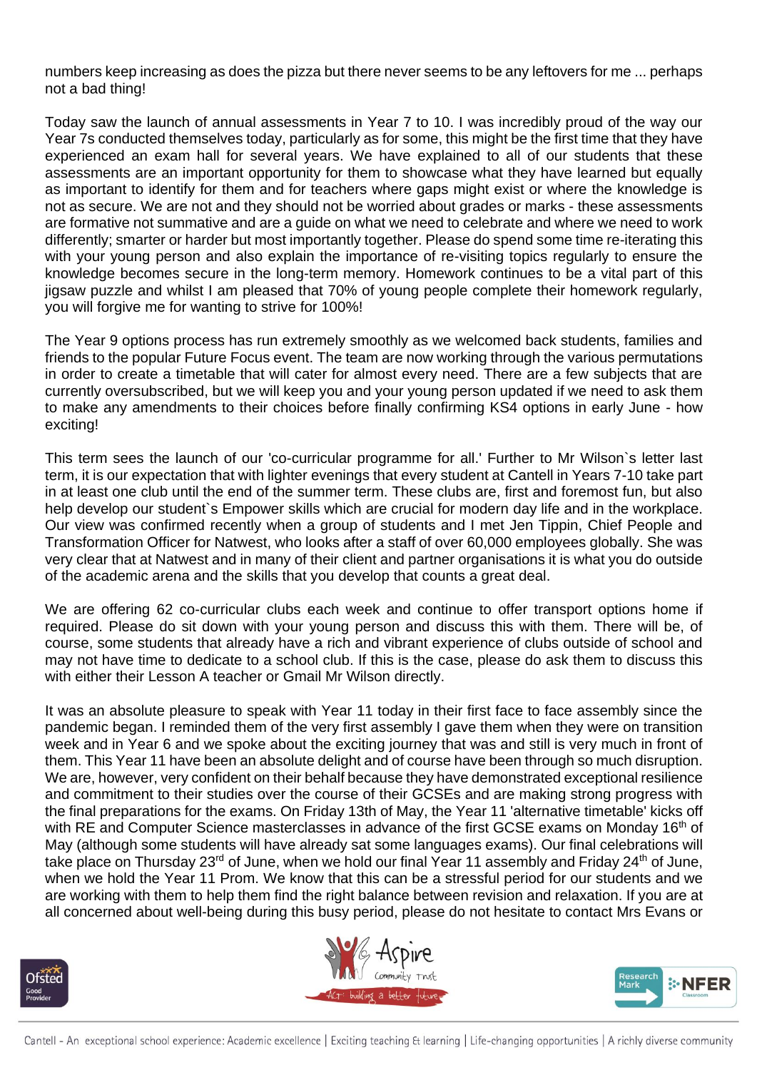numbers keep increasing as does the pizza but there never seems to be any leftovers for me ... perhaps not a bad thing!

Today saw the launch of annual assessments in Year 7 to 10. I was incredibly proud of the way our Year 7s conducted themselves today, particularly as for some, this might be the first time that they have experienced an exam hall for several years. We have explained to all of our students that these assessments are an important opportunity for them to showcase what they have learned but equally as important to identify for them and for teachers where gaps might exist or where the knowledge is not as secure. We are not and they should not be worried about grades or marks - these assessments are formative not summative and are a guide on what we need to celebrate and where we need to work differently; smarter or harder but most importantly together. Please do spend some time re-iterating this with your young person and also explain the importance of re-visiting topics regularly to ensure the knowledge becomes secure in the long-term memory. Homework continues to be a vital part of this jigsaw puzzle and whilst I am pleased that 70% of young people complete their homework regularly, you will forgive me for wanting to strive for 100%!

The Year 9 options process has run extremely smoothly as we welcomed back students, families and friends to the popular Future Focus event. The team are now working through the various permutations in order to create a timetable that will cater for almost every need. There are a few subjects that are currently oversubscribed, but we will keep you and your young person updated if we need to ask them to make any amendments to their choices before finally confirming KS4 options in early June - how exciting!

This term sees the launch of our 'co-curricular programme for all.' Further to Mr Wilson`s letter last term, it is our expectation that with lighter evenings that every student at Cantell in Years 7-10 take part in at least one club until the end of the summer term. These clubs are, first and foremost fun, but also help develop our student`s Empower skills which are crucial for modern day life and in the workplace. Our view was confirmed recently when a group of students and I met Jen Tippin, Chief People and Transformation Officer for Natwest, who looks after a staff of over 60,000 employees globally. She was very clear that at Natwest and in many of their client and partner organisations it is what you do outside of the academic arena and the skills that you develop that counts a great deal.

We are offering 62 co-curricular clubs each week and continue to offer transport options home if required. Please do sit down with your young person and discuss this with them. There will be, of course, some students that already have a rich and vibrant experience of clubs outside of school and may not have time to dedicate to a school club. If this is the case, please do ask them to discuss this with either their Lesson A teacher or Gmail Mr Wilson directly.

It was an absolute pleasure to speak with Year 11 today in their first face to face assembly since the pandemic began. I reminded them of the very first assembly I gave them when they were on transition week and in Year 6 and we spoke about the exciting journey that was and still is very much in front of them. This Year 11 have been an absolute delight and of course have been through so much disruption. We are, however, very confident on their behalf because they have demonstrated exceptional resilience and commitment to their studies over the course of their GCSEs and are making strong progress with the final preparations for the exams. On Friday 13th of May, the Year 11 'alternative timetable' kicks off with RE and Computer Science masterclasses in advance of the first GCSE exams on Monday 16th of May (although some students will have already sat some languages exams). Our final celebrations will take place on Thursday 23rd of June, when we hold our final Year 11 assembly and Friday 24th of June, when we hold the Year 11 Prom. We know that this can be a stressful period for our students and we are working with them to help them find the right balance between revision and relaxation. If you are at all concerned about well-being during this busy period, please do not hesitate to contact Mrs Evans or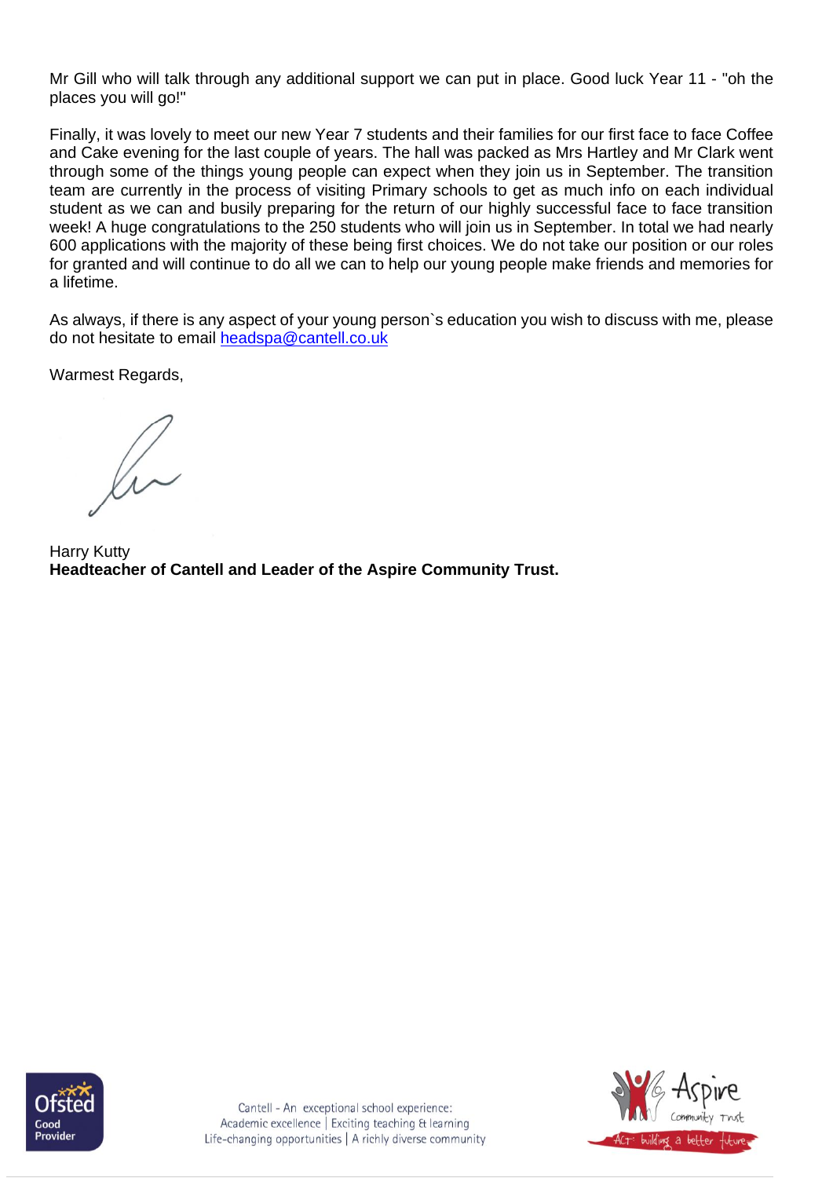Mr Gill who will talk through any additional support we can put in place. Good luck Year 11 - "oh the places you will go!"

Finally, it was lovely to meet our new Year 7 students and their families for our first face to face Coffee and Cake evening for the last couple of years. The hall was packed as Mrs Hartley and Mr Clark went through some of the things young people can expect when they join us in September. The transition team are currently in the process of visiting Primary schools to get as much info on each individual student as we can and busily preparing for the return of our highly successful face to face transition week! A huge congratulations to the 250 students who will join us in September. In total we had nearly 600 applications with the majority of these being first choices. We do not take our position or our roles for granted and will continue to do all we can to help our young people make friends and memories for a lifetime.

As always, if there is any aspect of your young person`s education you wish to discuss with me, please do not hesitate to email [headspa@cantell.co.uk](mailto:headspa@cantell.co.uk)

Warmest Regards,

Harry Kutty
**Headteacher of Cantell and Leader of the Aspire Community Trust.**

Cantell - An exceptional school experience:
Academic excellence | Exciting teaching & learning
Life-changing opportunities | A richly diverse community